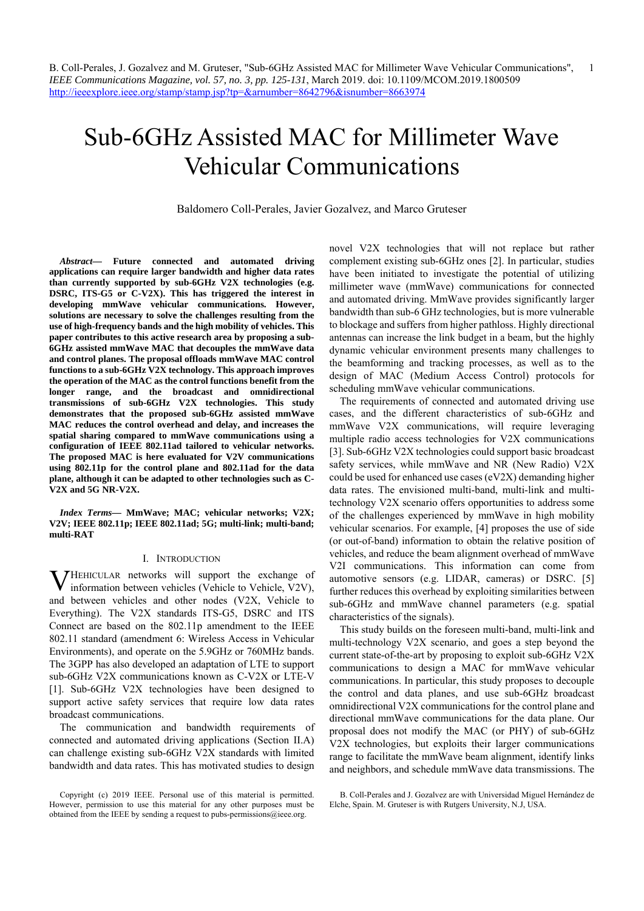B. Coll-Perales, J. Gozalvez and M. Gruteser, "Sub-6GHz Assisted MAC for Millimeter Wave Vehicular Communications", *IEEE Communications Magazine, vol. 57, no. 3, pp. 125-131*, March 2019. doi: 10.1109/MCOM.2019.1800509
http://ieeexplore.ieee.org/stamp/stamp.jsp?tp=&arnumber=8642796&isnumber=8663974

# Sub-6GHz Assisted MAC for Millimeter Wave Vehicular Communications

Baldomero Coll-Perales, Javier Gozalvez, and Marco Gruteser

***Abstract*— Future connected and automated driving applications can require larger bandwidth and higher data rates than currently supported by sub-6GHz V2X technologies (e.g. DSRC, ITS-G5 or C-V2X). This has triggered the interest in developing mmWave vehicular communications. However, solutions are necessary to solve the challenges resulting from the use of high-frequency bands and the high mobility of vehicles. This paper contributes to this active research area by proposing a sub-6GHz assisted mmWave MAC that decouples the mmWave data and control planes. The proposal offloads mmWave MAC control functions to a sub-6GHz V2X technology. This approach improves the operation of the MAC as the control functions benefit from the longer range, and the broadcast and omnidirectional transmissions of sub-6GHz V2X technologies. This study demonstrates that the proposed sub-6GHz assisted mmWave MAC reduces the control overhead and delay, and increases the spatial sharing compared to mmWave communications using a configuration of IEEE 802.11ad tailored to vehicular networks. The proposed MAC is here evaluated for V2V communications using 802.11p for the control plane and 802.11ad for the data plane, although it can be adapted to other technologies such as C-V2X and 5G NR-V2X.**

***Index Terms*— MmWave; MAC; vehicular networks; V2X; V2V; IEEE 802.11p; IEEE 802.11ad; 5G; multi-link; multi-band; multi-RAT**

## I. Introduction

Vehicular networks will support the exchange of information between vehicles (Vehicle to Vehicle, V2V), and between vehicles and other nodes (V2X, Vehicle to Everything). The V2X standards ITS-G5, DSRC and ITS Connect are based on the 802.11p amendment to the IEEE 802.11 standard (amendment 6: Wireless Access in Vehicular Environments), and operate on the 5.9GHz or 760MHz bands. The 3GPP has also developed an adaptation of LTE to support sub-6GHz V2X communications known as C-V2X or LTE-V [1]. Sub-6GHz V2X technologies have been designed to support active safety services that require low data rates broadcast communications.

The communication and bandwidth requirements of connected and automated driving applications (Section II.A) can challenge existing sub-6GHz V2X standards with limited bandwidth and data rates. This has motivated studies to design novel V2X technologies that will not replace but rather complement existing sub-6GHz ones [2]. In particular, studies have been initiated to investigate the potential of utilizing millimeter wave (mmWave) communications for connected and automated driving. MmWave provides significantly larger bandwidth than sub-6 GHz technologies, but is more vulnerable to blockage and suffers from higher pathloss. Highly directional antennas can increase the link budget in a beam, but the highly dynamic vehicular environment presents many challenges to the beamforming and tracking processes, as well as to the design of MAC (Medium Access Control) protocols for scheduling mmWave vehicular communications.

The requirements of connected and automated driving use cases, and the different characteristics of sub-6GHz and mmWave V2X communications, will require leveraging multiple radio access technologies for V2X communications [3]. Sub-6GHz V2X technologies could support basic broadcast safety services, while mmWave and NR (New Radio) V2X could be used for enhanced use cases (eV2X) demanding higher data rates. The envisioned multi-band, multi-link and multi-technology V2X scenario offers opportunities to address some of the challenges experienced by mmWave in high mobility vehicular scenarios. For example, [4] proposes the use of side (or out-of-band) information to obtain the relative position of vehicles, and reduce the beam alignment overhead of mmWave V2I communications. This information can come from automotive sensors (e.g. LIDAR, cameras) or DSRC. [5] further reduces this overhead by exploiting similarities between sub-6GHz and mmWave channel parameters (e.g. spatial characteristics of the signals).

This study builds on the foreseen multi-band, multi-link and multi-technology V2X scenario, and goes a step beyond the current state-of-the-art by proposing to exploit sub-6GHz V2X communications to design a MAC for mmWave vehicular communications. In particular, this study proposes to decouple the control and data planes, and use sub-6GHz broadcast omnidirectional V2X communications for the control plane and directional mmWave communications for the data plane. Our proposal does not modify the MAC (or PHY) of sub-6GHz V2X technologies, but exploits their larger communications range to facilitate the mmWave beam alignment, identify links and neighbors, and schedule mmWave data transmissions. The

Copyright (c) 2019 IEEE. Personal use of this material is permitted. However, permission to use this material for any other purposes must be obtained from the IEEE by sending a request to pubs-permissions@ieee.org.

B. Coll-Perales and J. Gozalvez are with Universidad Miguel Hernández de Elche, Spain. M. Gruteser is with Rutgers University, N.J, USA.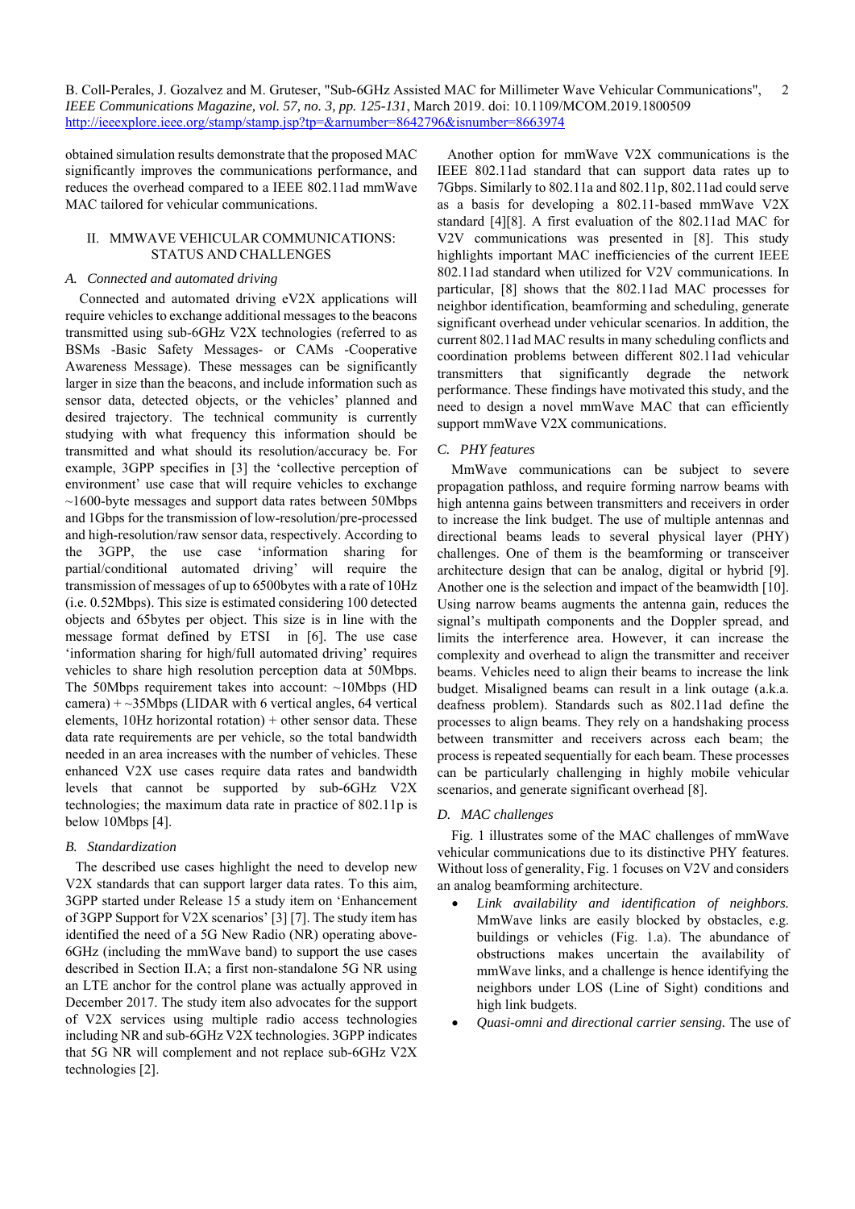obtained simulation results demonstrate that the proposed MAC significantly improves the communications performance, and reduces the overhead compared to a IEEE 802.11ad mmWave MAC tailored for vehicular communications.

## II. MMWAVE VEHICULAR COMMUNICATIONS: STATUS AND CHALLENGES

### A. Connected and automated driving

Connected and automated driving eV2X applications will require vehicles to exchange additional messages to the beacons transmitted using sub-6GHz V2X technologies (referred to as BSMs -Basic Safety Messages- or CAMs -Cooperative Awareness Message). These messages can be significantly larger in size than the beacons, and include information such as sensor data, detected objects, or the vehicles' planned and desired trajectory. The technical community is currently studying with what frequency this information should be transmitted and what should its resolution/accuracy be. For example, 3GPP specifies in [3] the 'collective perception of environment' use case that will require vehicles to exchange ~1600-byte messages and support data rates between 50Mbps and 1Gbps for the transmission of low-resolution/pre-processed and high-resolution/raw sensor data, respectively. According to the 3GPP, the use case 'information sharing for partial/conditional automated driving' will require the transmission of messages of up to 6500bytes with a rate of 10Hz (i.e. 0.52Mbps). This size is estimated considering 100 detected objects and 65bytes per object. This size is in line with the message format defined by ETSI in [6]. The use case 'information sharing for high/full automated driving' requires vehicles to share high resolution perception data at 50Mbps. The 50Mbps requirement takes into account: ~10Mbps (HD camera) + ~35Mbps (LIDAR with 6 vertical angles, 64 vertical elements, 10Hz horizontal rotation) + other sensor data. These data rate requirements are per vehicle, so the total bandwidth needed in an area increases with the number of vehicles. These enhanced V2X use cases require data rates and bandwidth levels that cannot be supported by sub-6GHz V2X technologies; the maximum data rate in practice of 802.11p is below 10Mbps [4].

### B. Standardization

The described use cases highlight the need to develop new V2X standards that can support larger data rates. To this aim, 3GPP started under Release 15 a study item on 'Enhancement of 3GPP Support for V2X scenarios' [3] [7]. The study item has identified the need of a 5G New Radio (NR) operating above-6GHz (including the mmWave band) to support the use cases described in Section II.A; a first non-standalone 5G NR using an LTE anchor for the control plane was actually approved in December 2017. The study item also advocates for the support of V2X services using multiple radio access technologies including NR and sub-6GHz V2X technologies. 3GPP indicates that 5G NR will complement and not replace sub-6GHz V2X technologies [2].

Another option for mmWave V2X communications is the IEEE 802.11ad standard that can support data rates up to 7Gbps. Similarly to 802.11a and 802.11p, 802.11ad could serve as a basis for developing a 802.11-based mmWave V2X standard [4][8]. A first evaluation of the 802.11ad MAC for V2V communications was presented in [8]. This study highlights important MAC inefficiencies of the current IEEE 802.11ad standard when utilized for V2V communications. In particular, [8] shows that the 802.11ad MAC processes for neighbor identification, beamforming and scheduling, generate significant overhead under vehicular scenarios. In addition, the current 802.11ad MAC results in many scheduling conflicts and coordination problems between different 802.11ad vehicular transmitters that significantly degrade the network performance. These findings have motivated this study, and the need to design a novel mmWave MAC that can efficiently support mmWave V2X communications.

### C. PHY features

MmWave communications can be subject to severe propagation pathloss, and require forming narrow beams with high antenna gains between transmitters and receivers in order to increase the link budget. The use of multiple antennas and directional beams leads to several physical layer (PHY) challenges. One of them is the beamforming or transceiver architecture design that can be analog, digital or hybrid [9]. Another one is the selection and impact of the beamwidth [10]. Using narrow beams augments the antenna gain, reduces the signal's multipath components and the Doppler spread, and limits the interference area. However, it can increase the complexity and overhead to align the transmitter and receiver beams. Vehicles need to align their beams to increase the link budget. Misaligned beams can result in a link outage (a.k.a. deafness problem). Standards such as 802.11ad define the processes to align beams. They rely on a handshaking process between transmitter and receivers across each beam; the process is repeated sequentially for each beam. These processes can be particularly challenging in highly mobile vehicular scenarios, and generate significant overhead [8].

### D. MAC challenges

Fig. 1 illustrates some of the MAC challenges of mmWave vehicular communications due to its distinctive PHY features. Without loss of generality, Fig. 1 focuses on V2V and considers an analog beamforming architecture.

- *Link availability and identification of neighbors.* MmWave links are easily blocked by obstacles, e.g. buildings or vehicles (Fig. 1.a). The abundance of obstructions makes uncertain the availability of mmWave links, and a challenge is hence identifying the neighbors under LOS (Line of Sight) conditions and high link budgets.
- *Quasi-omni and directional carrier sensing.* The use of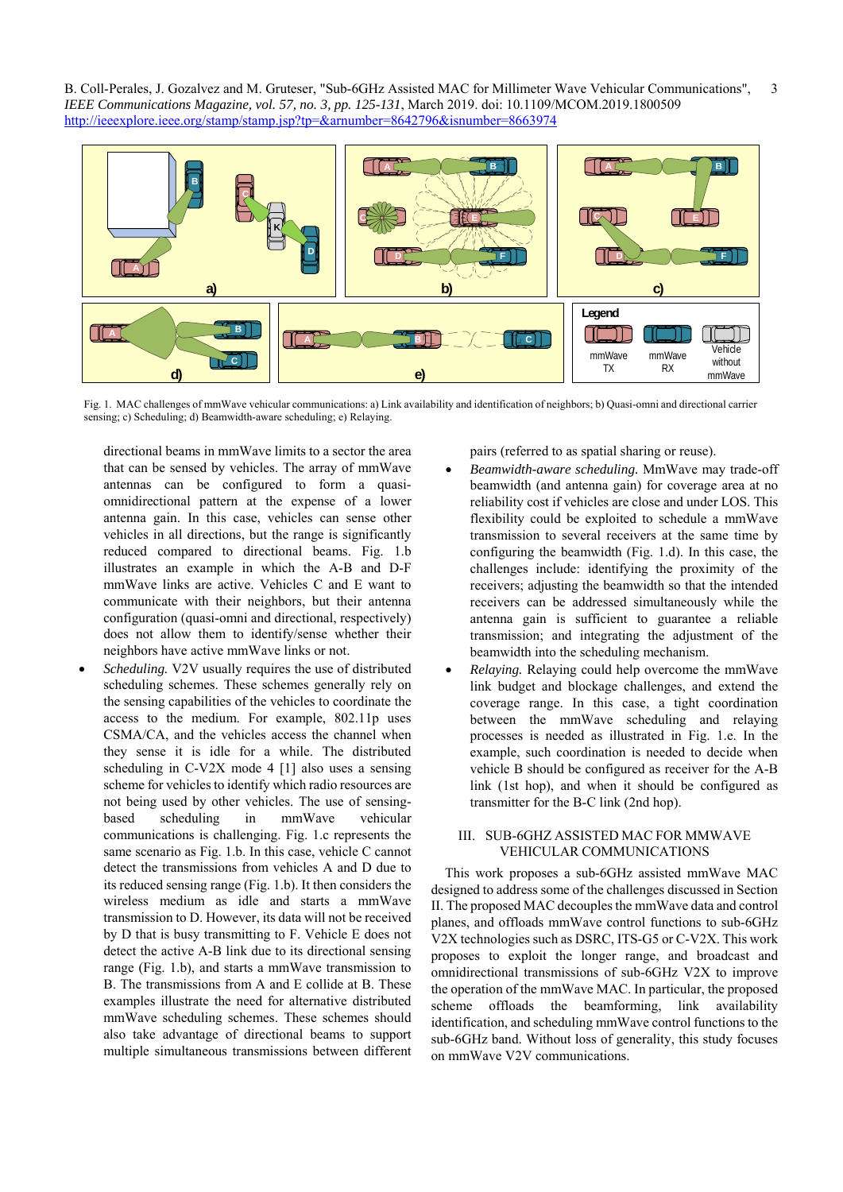Fig. 1. MAC challenges of mmWave vehicular communications: a) Link availability and identification of neighbors; b) Quasi-omni and directional carrier sensing; c) Scheduling; d) Beamwidth-aware scheduling; e) Relaying.

directional beams in mmWave limits to a sector the area that can be sensed by vehicles. The array of mmWave antennas can be configured to form a quasi-omnidirectional pattern at the expense of a lower antenna gain. In this case, vehicles can sense other vehicles in all directions, but the range is significantly reduced compared to directional beams. Fig. 1.b illustrates an example in which the A-B and D-F mmWave links are active. Vehicles C and E want to communicate with their neighbors, but their antenna configuration (quasi-omni and directional, respectively) does not allow them to identify/sense whether their neighbors have active mmWave links or not.

- *Scheduling.* V2V usually requires the use of distributed scheduling schemes. These schemes generally rely on the sensing capabilities of the vehicles to coordinate the access to the medium. For example, 802.11p uses CSMA/CA, and the vehicles access the channel when they sense it is idle for a while. The distributed scheduling in C-V2X mode 4 [1] also uses a sensing scheme for vehicles to identify which radio resources are not being used by other vehicles. The use of sensing-based scheduling in mmWave vehicular communications is challenging. Fig. 1.c represents the same scenario as Fig. 1.b. In this case, vehicle C cannot detect the transmissions from vehicles A and D due to its reduced sensing range (Fig. 1.b). It then considers the wireless medium as idle and starts a mmWave transmission to D. However, its data will not be received by D that is busy transmitting to F. Vehicle E does not detect the active A-B link due to its directional sensing range (Fig. 1.b), and starts a mmWave transmission to B. The transmissions from A and E collide at B. These examples illustrate the need for alternative distributed mmWave scheduling schemes. These schemes should also take advantage of directional beams to support multiple simultaneous transmissions between different pairs (referred to as spatial sharing or reuse).
- *Beamwidth-aware scheduling.* MmWave may trade-off beamwidth (and antenna gain) for coverage area at no reliability cost if vehicles are close and under LOS. This flexibility could be exploited to schedule a mmWave transmission to several receivers at the same time by configuring the beamwidth (Fig. 1.d). In this case, the challenges include: identifying the proximity of the receivers; adjusting the beamwidth so that the intended receivers can be addressed simultaneously while the antenna gain is sufficient to guarantee a reliable transmission; and integrating the adjustment of the beamwidth into the scheduling mechanism.
- *Relaying.* Relaying could help overcome the mmWave link budget and blockage challenges, and extend the coverage range. In this case, a tight coordination between the mmWave scheduling and relaying processes is needed as illustrated in Fig. 1.e. In the example, such coordination is needed to decide when vehicle B should be configured as receiver for the A-B link (1st hop), and when it should be configured as transmitter for the B-C link (2nd hop).

## III. SUB-6GHZ ASSISTED MAC FOR MMWAVE VEHICULAR COMMUNICATIONS

This work proposes a sub-6GHz assisted mmWave MAC designed to address some of the challenges discussed in Section II. The proposed MAC decouples the mmWave data and control planes, and offloads mmWave control functions to sub-6GHz V2X technologies such as DSRC, ITS-G5 or C-V2X. This work proposes to exploit the longer range, and broadcast and omnidirectional transmissions of sub-6GHz V2X to improve the operation of the mmWave MAC. In particular, the proposed scheme offloads the beamforming, link availability identification, and scheduling mmWave control functions to the sub-6GHz band. Without loss of generality, this study focuses on mmWave V2V communications.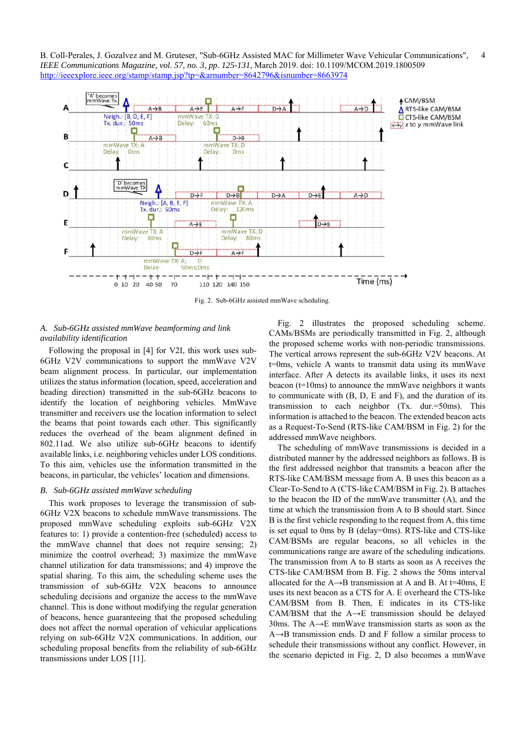Fig. 2. Sub-6GHz assisted mmWave scheduling.

### A. *Sub-6GHz assisted mmWave beamforming and link availability identification*

Following the proposal in [4] for V2I, this work uses sub-6GHz V2V communications to support the mmWave V2V beam alignment process. In particular, our implementation utilizes the status information (location, speed, acceleration and heading direction) transmitted in the sub-6GHz beacons to identify the location of neighboring vehicles. MmWave transmitter and receivers use the location information to select the beams that point towards each other. This significantly reduces the overhead of the beam alignment defined in 802.11ad. We also utilize sub-6GHz beacons to identify available links, i.e. neighboring vehicles under LOS conditions. To this aim, vehicles use the information transmitted in the beacons, in particular, the vehicles' location and dimensions.

### B. *Sub-6GHz assisted mmWave scheduling*

This work proposes to leverage the transmission of sub-6GHz V2X beacons to schedule mmWave transmissions. The proposed mmWave scheduling exploits sub-6GHz V2X features to: 1) provide a contention-free (scheduled) access to the mmWave channel that does not require sensing; 2) minimize the control overhead; 3) maximize the mmWave channel utilization for data transmissions; and 4) improve the spatial sharing. To this aim, the scheduling scheme uses the transmission of sub-6GHz V2X beacons to announce scheduling decisions and organize the access to the mmWave channel. This is done without modifying the regular generation of beacons, hence guaranteeing that the proposed scheduling does not affect the normal operation of vehicular applications relying on sub-6GHz V2X communications. In addition, our scheduling proposal benefits from the reliability of sub-6GHz transmissions under LOS [11].

Fig. 2 illustrates the proposed scheduling scheme. CAMs/BSMs are periodically transmitted in Fig. 2, although the proposed scheme works with non-periodic transmissions. The vertical arrows represent the sub-6GHz V2V beacons. At t=0ms, vehicle A wants to transmit data using its mmWave interface. After A detects its available links, it uses its next beacon (t=10ms) to announce the mmWave neighbors it wants to communicate with (B, D, E and F), and the duration of its transmission to each neighbor (Tx. dur.=50ms). This information is attached to the beacon. The extended beacon acts as a Request-To-Send (RTS-like CAM/BSM in Fig. 2) for the addressed mmWave neighbors.

The scheduling of mmWave transmissions is decided in a distributed manner by the addressed neighbors as follows. B is the first addressed neighbor that transmits a beacon after the RTS-like CAM/BSM message from A. B uses this beacon as a Clear-To-Send to A (CTS-like CAM/BSM in Fig. 2). B attaches to the beacon the ID of the mmWave transmitter (A), and the time at which the transmission from A to B should start. Since B is the first vehicle responding to the request from A, this time is set equal to 0ms by B (delay=0ms). RTS-like and CTS-like CAM/BSMs are regular beacons, so all vehicles in the communications range are aware of the scheduling indications. The transmission from A to B starts as soon as A receives the CTS-like CAM/BSM from B. Fig. 2 shows the 50ms interval allocated for the A→B transmission at A and B. At t=40ms, E uses its next beacon as a CTS for A. E overheard the CTS-like CAM/BSM from B. Then, E indicates in its CTS-like CAM/BSM that the A→E transmission should be delayed 30ms. The A→E mmWave transmission starts as soon as the A→B transmission ends. D and F follow a similar process to schedule their transmissions without any conflict. However, in the scenario depicted in Fig. 2, D also becomes a mmWave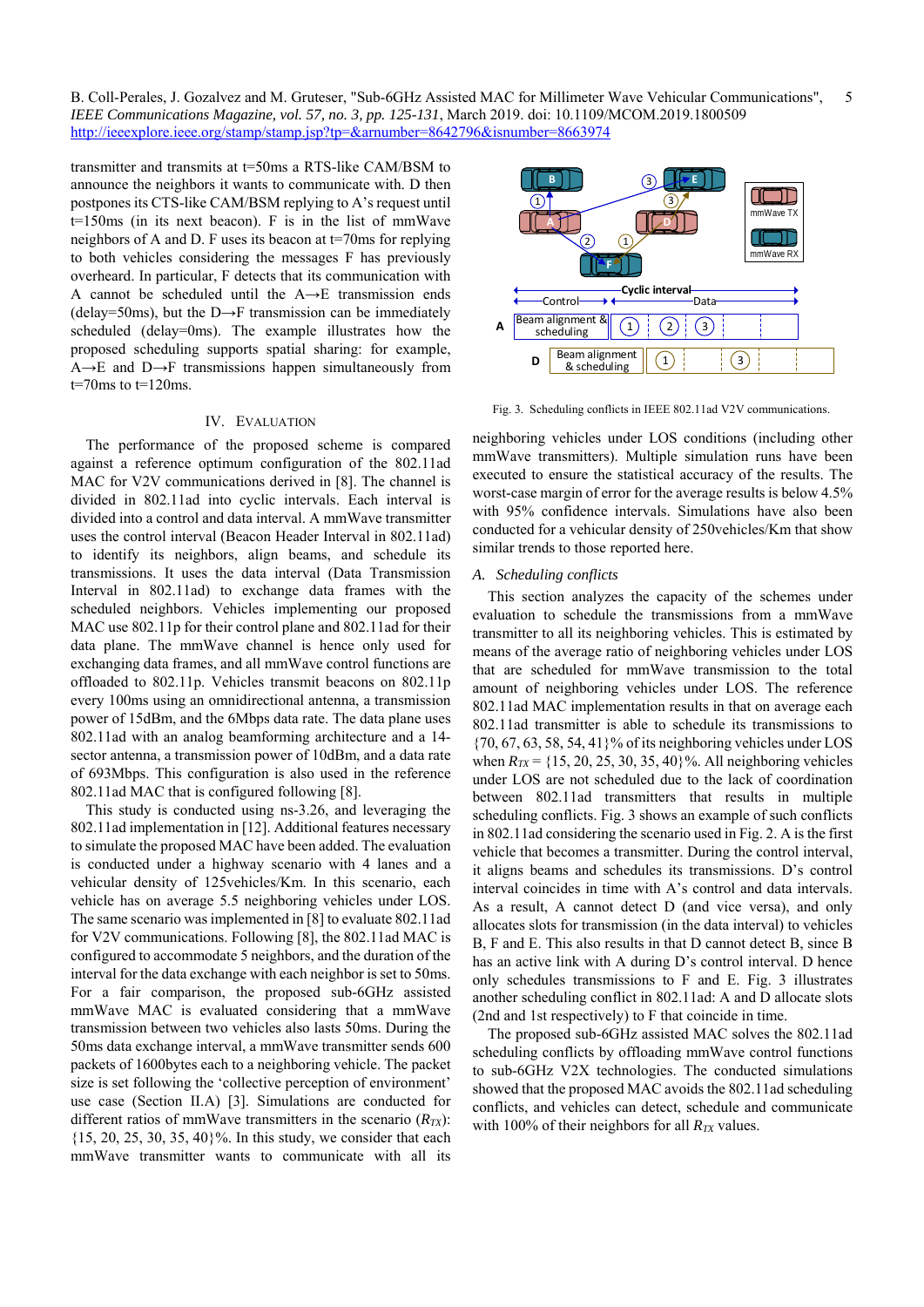transmitter and transmits at t=50ms a RTS-like CAM/BSM to announce the neighbors it wants to communicate with. D then postpones its CTS-like CAM/BSM replying to A's request until t=150ms (in its next beacon). F is in the list of mmWave neighbors of A and D. F uses its beacon at t=70ms for replying to both vehicles considering the messages F has previously overheard. In particular, F detects that its communication with A cannot be scheduled until the A→E transmission ends (delay=50ms), but the D→F transmission can be immediately scheduled (delay=0ms). The example illustrates how the proposed scheduling supports spatial sharing: for example, A→E and D→F transmissions happen simultaneously from t=70ms to t=120ms.

## IV. Evaluation

The performance of the proposed scheme is compared against a reference optimum configuration of the 802.11ad MAC for V2V communications derived in [8]. The channel is divided in 802.11ad into cyclic intervals. Each interval is divided into a control and data interval. A mmWave transmitter uses the control interval (Beacon Header Interval in 802.11ad) to identify its neighbors, align beams, and schedule its transmissions. It uses the data interval (Data Transmission Interval in 802.11ad) to exchange data frames with the scheduled neighbors. Vehicles implementing our proposed MAC use 802.11p for their control plane and 802.11ad for their data plane. The mmWave channel is hence only used for exchanging data frames, and all mmWave control functions are offloaded to 802.11p. Vehicles transmit beacons on 802.11p every 100ms using an omnidirectional antenna, a transmission power of 15dBm, and the 6Mbps data rate. The data plane uses 802.11ad with an analog beamforming architecture and a 14-sector antenna, a transmission power of 10dBm, and a data rate of 693Mbps. This configuration is also used in the reference 802.11ad MAC that is configured following [8].

This study is conducted using ns-3.26, and leveraging the 802.11ad implementation in [12]. Additional features necessary to simulate the proposed MAC have been added. The evaluation is conducted under a highway scenario with 4 lanes and a vehicular density of 125vehicles/Km. In this scenario, each vehicle has on average 5.5 neighboring vehicles under LOS. The same scenario was implemented in [8] to evaluate 802.11ad for V2V communications. Following [8], the 802.11ad MAC is configured to accommodate 5 neighbors, and the duration of the interval for the data exchange with each neighbor is set to 50ms. For a fair comparison, the proposed sub-6GHz assisted mmWave MAC is evaluated considering that a mmWave transmission between two vehicles also lasts 50ms. During the 50ms data exchange interval, a mmWave transmitter sends 600 packets of 1600bytes each to a neighboring vehicle. The packet size is set following the 'collective perception of environment' use case (Section II.A) [3]. Simulations are conducted for different ratios of mmWave transmitters in the scenario ($R_{TX}$): {15, 20, 25, 30, 35, 40}%. In this study, we consider that each mmWave transmitter wants to communicate with all its neighboring vehicles under LOS conditions (including other mmWave transmitters). Multiple simulation runs have been executed to ensure the statistical accuracy of the results. The worst-case margin of error for the average results is below 4.5% with 95% confidence intervals. Simulations have also been conducted for a vehicular density of 250vehicles/Km that show similar trends to those reported here.

Fig. 3. Scheduling conflicts in IEEE 802.11ad V2V communications.

### A. Scheduling conflicts

This section analyzes the capacity of the schemes under evaluation to schedule the transmissions from a mmWave transmitter to all its neighboring vehicles. This is estimated by means of the average ratio of neighboring vehicles under LOS that are scheduled for mmWave transmission to the total amount of neighboring vehicles under LOS. The reference 802.11ad MAC implementation results in that on average each 802.11ad transmitter is able to schedule its transmissions to {70, 67, 63, 58, 54, 41}% of its neighboring vehicles under LOS when $R_{TX}$ = {15, 20, 25, 30, 35, 40}%. All neighboring vehicles under LOS are not scheduled due to the lack of coordination between 802.11ad transmitters that results in multiple scheduling conflicts. Fig. 3 shows an example of such conflicts in 802.11ad considering the scenario used in Fig. 2. A is the first vehicle that becomes a transmitter. During the control interval, it aligns beams and schedules its transmissions. D's control interval coincides in time with A's control and data intervals. As a result, A cannot detect D (and vice versa), and only allocates slots for transmission (in the data interval) to vehicles B, F and E. This also results in that D cannot detect B, since B has an active link with A during D's control interval. D hence only schedules transmissions to F and E. Fig. 3 illustrates another scheduling conflict in 802.11ad: A and D allocate slots (2nd and 1st respectively) to F that coincide in time.

The proposed sub-6GHz assisted MAC solves the 802.11ad scheduling conflicts by offloading mmWave control functions to sub-6GHz V2X technologies. The conducted simulations showed that the proposed MAC avoids the 802.11ad scheduling conflicts, and vehicles can detect, schedule and communicate with 100% of their neighbors for all $R_{TX}$ values.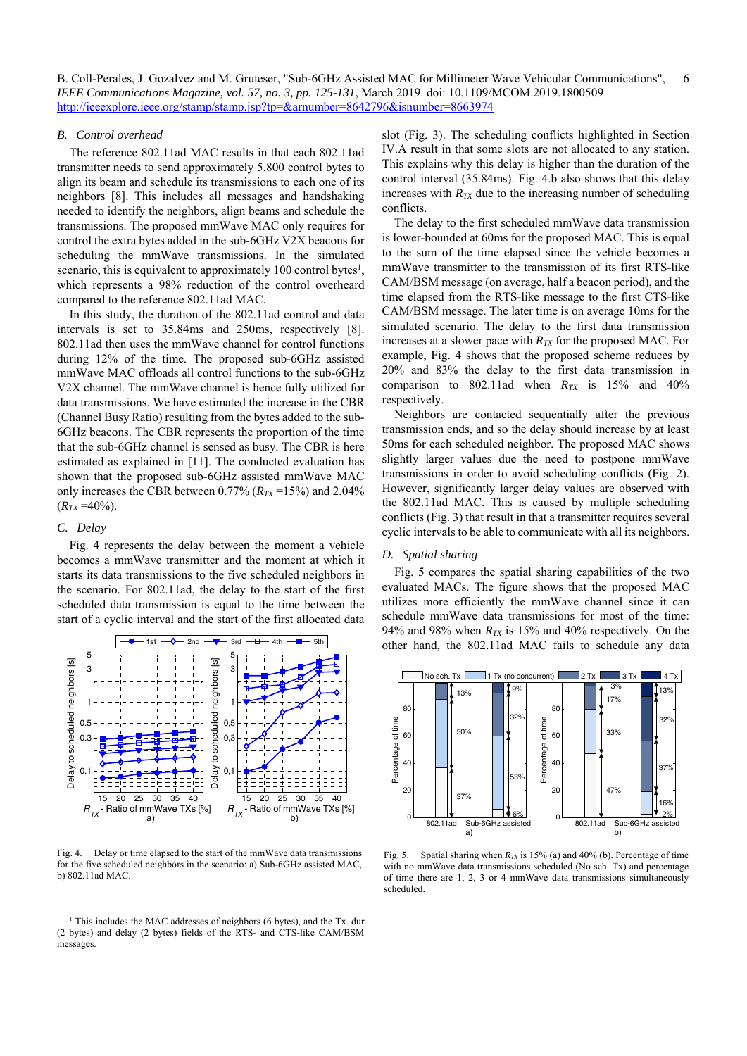### B. Control overhead

The reference 802.11ad MAC results in that each 802.11ad transmitter needs to send approximately 5.800 control bytes to align its beam and schedule its transmissions to each one of its neighbors [8]. This includes all messages and handshaking needed to identify the neighbors, align beams and schedule the transmissions. The proposed mmWave MAC only requires for control the extra bytes added in the sub-6GHz V2X beacons for scheduling the mmWave transmissions. In the simulated scenario, this is equivalent to approximately 100 control bytes[1], which represents a 98% reduction of the control overheard compared to the reference 802.11ad MAC.

In this study, the duration of the 802.11ad control and data intervals is set to 35.84ms and 250ms, respectively [8]. 802.11ad then uses the mmWave channel for control functions during 12% of the time. The proposed sub-6GHz assisted mmWave MAC offloads all control functions to the sub-6GHz V2X channel. The mmWave channel is hence fully utilized for data transmissions. We have estimated the increase in the CBR (Channel Busy Ratio) resulting from the bytes added to the sub-6GHz beacons. The CBR represents the proportion of the time that the sub-6GHz channel is sensed as busy. The CBR is here estimated as explained in [11]. The conducted evaluation has shown that the proposed sub-6GHz assisted mmWave MAC only increases the CBR between 0.77% ($R_{TX}$ =15%) and 2.04% ($R_{TX}$ =40%).

### C. Delay

Fig. 4 represents the delay between the moment a vehicle becomes a mmWave transmitter and the moment at which it starts its data transmissions to the five scheduled neighbors in the scenario. For 802.11ad, the delay to the start of the first scheduled data transmission is equal to the time between the start of a cyclic interval and the start of the first allocated data slot (Fig. 3). The scheduling conflicts highlighted in Section IV.A result in that some slots are not allocated to any station. This explains why this delay is higher than the duration of the control interval (35.84ms). Fig. 4.b also shows that this delay increases with $R_{TX}$ due to the increasing number of scheduling conflicts.

Fig. 4. Delay or time elapsed to the start of the mmWave data transmissions for the five scheduled neighbors in the scenario: a) Sub-6GHz assisted MAC, b) 802.11ad MAC.

The delay to the first scheduled mmWave data transmission is lower-bounded at 60ms for the proposed MAC. This is equal to the sum of the time elapsed since the vehicle becomes a mmWave transmitter to the transmission of its first RTS-like CAM/BSM message (on average, half a beacon period), and the time elapsed from the RTS-like message to the first CTS-like CAM/BSM message. The later time is on average 10ms for the simulated scenario. The delay to the first data transmission increases at a slower pace with $R_{TX}$ for the proposed MAC. For example, Fig. 4 shows that the proposed scheme reduces by 20% and 83% the delay to the first data transmission in comparison to 802.11ad when $R_{TX}$ is 15% and 40% respectively.

Neighbors are contacted sequentially after the previous transmission ends, and so the delay should increase by at least 50ms for each scheduled neighbor. The proposed MAC shows slightly larger values due the need to postpone mmWave transmissions in order to avoid scheduling conflicts (Fig. 2). However, significantly larger delay values are observed with the 802.11ad MAC. This is caused by multiple scheduling conflicts (Fig. 3) that result in that a transmitter requires several cyclic intervals to be able to communicate with all its neighbors.

### D. Spatial sharing

Fig. 5 compares the spatial sharing capabilities of the two evaluated MACs. The figure shows that the proposed MAC utilizes more efficiently the mmWave channel since it can schedule mmWave data transmissions for most of the time: 94% and 98% when $R_{TX}$ is 15% and 40% respectively. On the other hand, the 802.11ad MAC fails to schedule any data

Fig. 5. Spatial sharing when $R_{TX}$ is 15% (a) and 40% (b). Percentage of time with no mmWave data transmissions scheduled (No sch. Tx) and percentage of time there are 1, 2, 3 or 4 mmWave data transmissions simultaneously scheduled.

[1] This includes the MAC addresses of neighbors (6 bytes), and the Tx. dur (2 bytes) and delay (2 bytes) fields of the RTS- and CTS-like CAM/BSM messages.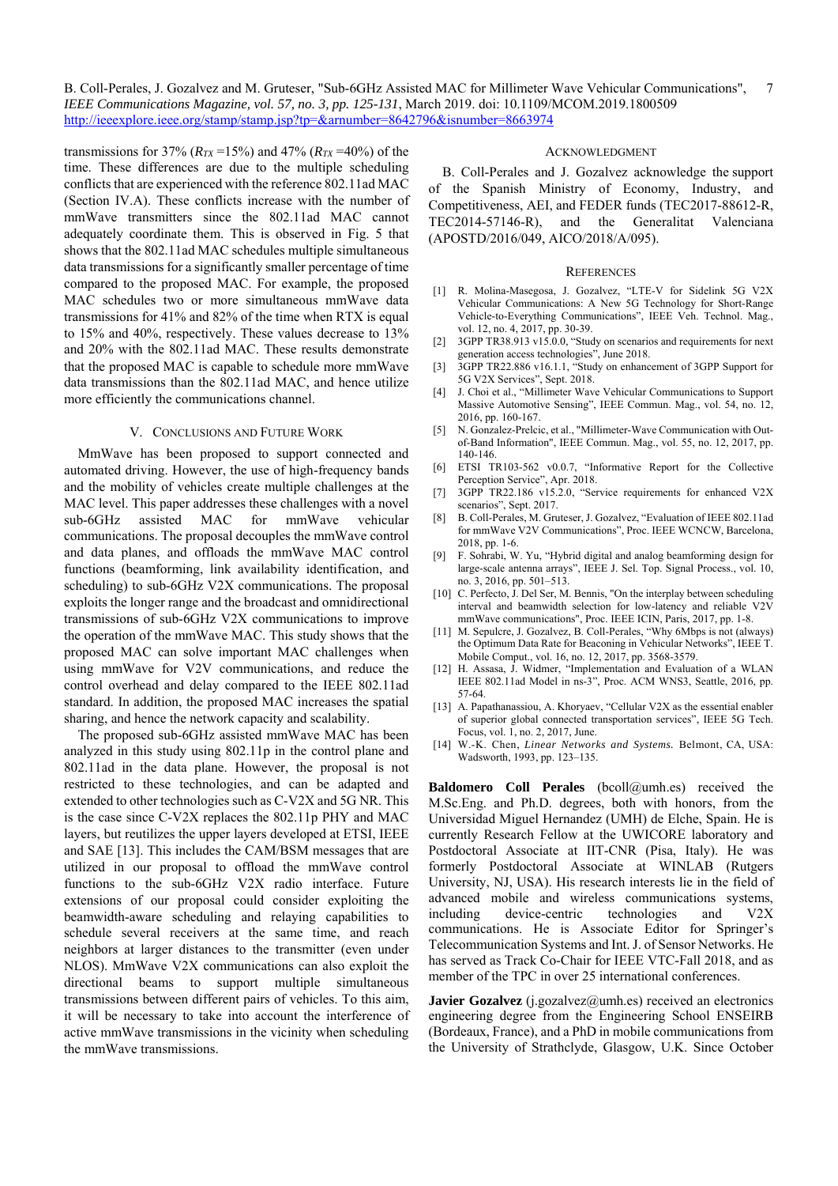transmissions for 37% ($R_{TX}$ =15%) and 47% ($R_{TX}$ =40%) of the time. These differences are due to the multiple scheduling conflicts that are experienced with the reference 802.11ad MAC (Section IV.A). These conflicts increase with the number of mmWave transmitters since the 802.11ad MAC cannot adequately coordinate them. This is observed in Fig. 5 that shows that the 802.11ad MAC schedules multiple simultaneous data transmissions for a significantly smaller percentage of time compared to the proposed MAC. For example, the proposed MAC schedules two or more simultaneous mmWave data transmissions for 41% and 82% of the time when RTX is equal to 15% and 40%, respectively. These values decrease to 13% and 20% with the 802.11ad MAC. These results demonstrate that the proposed MAC is capable to schedule more mmWave data transmissions than the 802.11ad MAC, and hence utilize more efficiently the communications channel.

## V. Conclusions and Future Work

MmWave has been proposed to support connected and automated driving. However, the use of high-frequency bands and the mobility of vehicles create multiple challenges at the MAC level. This paper addresses these challenges with a novel sub-6GHz assisted MAC for mmWave vehicular communications. The proposal decouples the mmWave control and data planes, and offloads the mmWave MAC control functions (beamforming, link availability identification, and scheduling) to sub-6GHz V2X communications. The proposal exploits the longer range and the broadcast and omnidirectional transmissions of sub-6GHz V2X communications to improve the operation of the mmWave MAC. This study shows that the proposed MAC can solve important MAC challenges when using mmWave for V2V communications, and reduce the control overhead and delay compared to the IEEE 802.11ad standard. In addition, the proposed MAC increases the spatial sharing, and hence the network capacity and scalability.

The proposed sub-6GHz assisted mmWave MAC has been analyzed in this study using 802.11p in the control plane and 802.11ad in the data plane. However, the proposal is not restricted to these technologies, and can be adapted and extended to other technologies such as C-V2X and 5G NR. This is the case since C-V2X replaces the 802.11p PHY and MAC layers, but reutilizes the upper layers developed at ETSI, IEEE and SAE [13]. This includes the CAM/BSM messages that are utilized in our proposal to offload the mmWave control functions to the sub-6GHz V2X radio interface. Future extensions of our proposal could consider exploiting the beamwidth-aware scheduling and relaying capabilities to schedule several receivers at the same time, and reach neighbors at larger distances to the transmitter (even under NLOS). MmWave V2X communications can also exploit the directional beams to support multiple simultaneous transmissions between different pairs of vehicles. To this aim, it will be necessary to take into account the interference of active mmWave transmissions in the vicinity when scheduling the mmWave transmissions.

## Acknowledgment

B. Coll-Perales and J. Gozalvez acknowledge the support of the Spanish Ministry of Economy, Industry, and Competitiveness, AEI, and FEDER funds (TEC2017-88612-R, TEC2014-57146-R), and the Generalitat Valenciana (APOSTD/2016/049, AICO/2018/A/095).

## References

[1] R. Molina-Masegosa, J. Gozalvez, "LTE-V for Sidelink 5G V2X Vehicular Communications: A New 5G Technology for Short-Range Vehicle-to-Everything Communications", IEEE Veh. Technol. Mag., vol. 12, no. 4, 2017, pp. 30-39.

[2] 3GPP TR38.913 v15.0.0, "Study on scenarios and requirements for next generation access technologies", June 2018.

[3] 3GPP TR22.886 v16.1.1, "Study on enhancement of 3GPP Support for 5G V2X Services", Sept. 2018.

[4] J. Choi et al., "Millimeter Wave Vehicular Communications to Support Massive Automotive Sensing", IEEE Commun. Mag., vol. 54, no. 12, 2016, pp. 160-167.

[5] N. Gonzalez-Prelcic, et al., "Millimeter-Wave Communication with Out-of-Band Information", IEEE Commun. Mag., vol. 55, no. 12, 2017, pp. 140-146.

[6] ETSI TR103-562 v0.0.7, "Informative Report for the Collective Perception Service", Apr. 2018.

[7] 3GPP TR22.186 v15.2.0, "Service requirements for enhanced V2X scenarios", Sept. 2017.

[8] B. Coll-Perales, M. Gruteser, J. Gozalvez, "Evaluation of IEEE 802.11ad for mmWave V2V Communications", Proc. IEEE WCNCW, Barcelona, 2018, pp. 1-6.

[9] F. Sohrabi, W. Yu, "Hybrid digital and analog beamforming design for large-scale antenna arrays", IEEE J. Sel. Top. Signal Process., vol. 10, no. 3, 2016, pp. 501–513.

[10] C. Perfecto, J. Del Ser, M. Bennis, "On the interplay between scheduling interval and beamwidth selection for low-latency and reliable V2V mmWave communications", Proc. IEEE ICIN, Paris, 2017, pp. 1-8.

[11] M. Sepulcre, J. Gozalvez, B. Coll-Perales, "Why 6Mbps is not (always) the Optimum Data Rate for Beaconing in Vehicular Networks", IEEE T. Mobile Comput., vol. 16, no. 12, 2017, pp. 3568-3579.

[12] H. Assasa, J. Widmer, "Implementation and Evaluation of a WLAN IEEE 802.11ad Model in ns-3", Proc. ACM WNS3, Seattle, 2016, pp. 57-64.

[13] A. Papathanassiou, A. Khoryaev, "Cellular V2X as the essential enabler of superior global connected transportation services", IEEE 5G Tech. Focus, vol. 1, no. 2, 2017, June.

[14] W.-K. Chen, *Linear Networks and Systems.* Belmont, CA, USA: Wadsworth, 1993, pp. 123–135.

**Baldomero Coll Perales** (bcoll@umh.es) received the M.Sc.Eng. and Ph.D. degrees, both with honors, from the Universidad Miguel Hernandez (UMH) de Elche, Spain. He is currently Research Fellow at the UWICORE laboratory and Postdoctoral Associate at IIT-CNR (Pisa, Italy). He was formerly Postdoctoral Associate at WINLAB (Rutgers University, NJ, USA). His research interests lie in the field of advanced mobile and wireless communications systems, including device-centric technologies and V2X communications. He is Associate Editor for Springer's Telecommunication Systems and Int. J. of Sensor Networks. He has served as Track Co-Chair for IEEE VTC-Fall 2018, and as member of the TPC in over 25 international conferences.

**Javier Gozalvez** (j.gozalvez@umh.es) received an electronics engineering degree from the Engineering School ENSEIRB (Bordeaux, France), and a PhD in mobile communications from the University of Strathclyde, Glasgow, U.K. Since October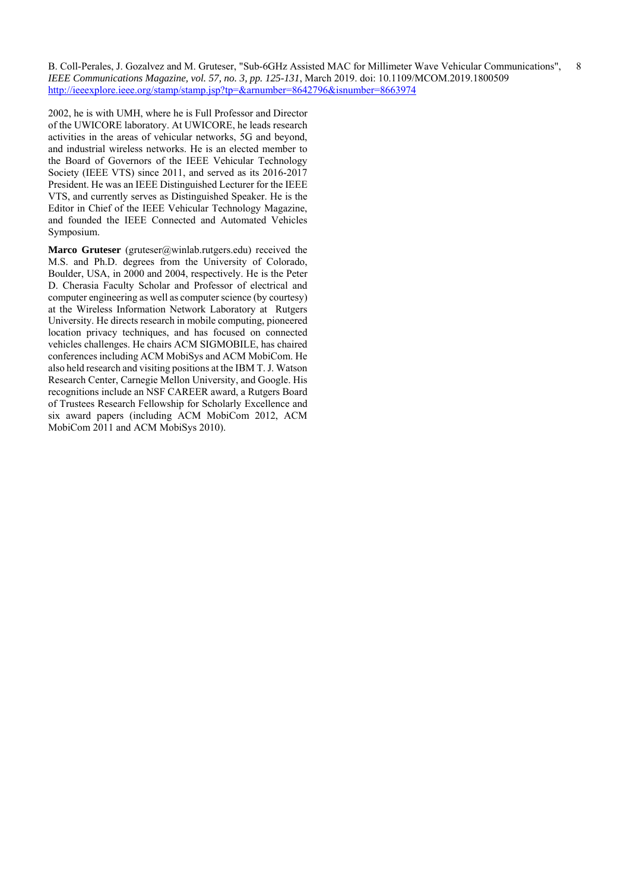2002, he is with UMH, where he is Full Professor and Director of the UWICORE laboratory. At UWICORE, he leads research activities in the areas of vehicular networks, 5G and beyond, and industrial wireless networks. He is an elected member to the Board of Governors of the IEEE Vehicular Technology Society (IEEE VTS) since 2011, and served as its 2016-2017 President. He was an IEEE Distinguished Lecturer for the IEEE VTS, and currently serves as Distinguished Speaker. He is the Editor in Chief of the IEEE Vehicular Technology Magazine, and founded the IEEE Connected and Automated Vehicles Symposium.

**Marco Gruteser** (gruteser@winlab.rutgers.edu) received the M.S. and Ph.D. degrees from the University of Colorado, Boulder, USA, in 2000 and 2004, respectively. He is the Peter D. Cherasia Faculty Scholar and Professor of electrical and computer engineering as well as computer science (by courtesy) at the Wireless Information Network Laboratory at Rutgers University. He directs research in mobile computing, pioneered location privacy techniques, and has focused on connected vehicles challenges. He chairs ACM SIGMOBILE, has chaired conferences including ACM MobiSys and ACM MobiCom. He also held research and visiting positions at the IBM T. J. Watson Research Center, Carnegie Mellon University, and Google. His recognitions include an NSF CAREER award, a Rutgers Board of Trustees Research Fellowship for Scholarly Excellence and six award papers (including ACM MobiCom 2012, ACM MobiCom 2011 and ACM MobiSys 2010).